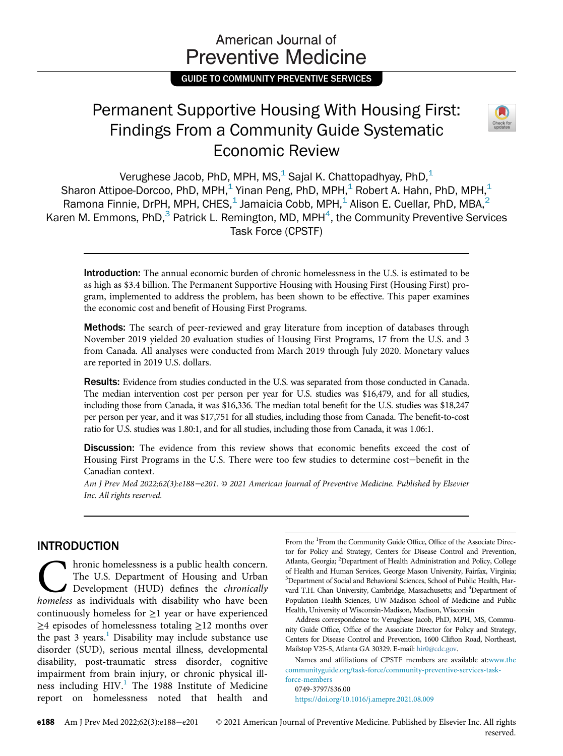GUIDE TO COMMUNITY PREVENTIVE SERVICES

# Permanent Supportive Housing With Housing First: Findings From a Community Guide Systematic Economic Review

Verughese Jacob, PhD, MPH, MS,[1] Sajal K. Chattopadhyay, PhD,[1] Sharon Attipoe-Dorcoo, PhD, MPH,[1] Yinan Peng, PhD, MPH,[1] Robert A. Hahn, PhD, MPH,[1] Ramona Finnie, DrPH, MPH, CHES,[1] Jamaicia Cobb, MPH,[1] Alison E. Cuellar, PhD, MBA,[2] Karen M. Emmons, PhD,[3] Patrick L. Remington, MD, MPH[4], the Community Preventive Services Task Force (CPSTF)

**Introduction:** The annual economic burden of chronic homelessness in the U.S. is estimated to be as high as \$3.4 billion. The Permanent Supportive Housing with Housing First (Housing First) program, implemented to address the problem, has been shown to be effective. This paper examines the economic cost and benefit of Housing First Programs.

**Methods:** The search of peer-reviewed and gray literature from inception of databases through November 2019 yielded 20 evaluation studies of Housing First Programs, 17 from the U.S. and 3 from Canada. All analyses were conducted from March 2019 through July 2020. Monetary values are reported in 2019 U.S. dollars.

**Results:** Evidence from studies conducted in the U.S. was separated from those conducted in Canada. The median intervention cost per person per year for U.S. studies was \$16,479, and for all studies, including those from Canada, it was \$16,336. The median total benefit for the U.S. studies was \$18,247 per person per year, and it was \$17,751 for all studies, including those from Canada. The benefit-to-cost ratio for U.S. studies was 1.80:1, and for all studies, including those from Canada, it was 1.06:1.

**Discussion:** The evidence from this review shows that economic benefits exceed the cost of Housing First Programs in the U.S. There were too few studies to determine cost−benefit in the Canadian context.

*Am J Prev Med 2022;62(3):e188−e201. © 2021 American Journal of Preventive Medicine. Published by Elsevier Inc. All rights reserved.*

## INTRODUCTION

Chronic homelessness is a public health concern. The U.S. Department of Housing and Urban Development (HUD) defines the *chronically homeless* as individuals with disability who have been continuously homeless for ≥1 year or have experienced ≥4 episodes of homelessness totaling ≥12 months over the past 3 years.[1] Disability may include substance use disorder (SUD), serious mental illness, developmental disability, post-traumatic stress disorder, cognitive impairment from brain injury, or chronic physical illness including HIV.[1] The 1988 Institute of Medicine report on homelessness noted that health and

From the [1]From the Community Guide Office, Office of the Associate Director for Policy and Strategy, Centers for Disease Control and Prevention, Atlanta, Georgia; [2]Department of Health Administration and Policy, College of Health and Human Services, George Mason University, Fairfax, Virginia; [3]Department of Social and Behavioral Sciences, School of Public Health, Harvard T.H. Chan University, Cambridge, Massachusetts; and [4]Department of Population Health Sciences, UW-Madison School of Medicine and Public Health, University of Wisconsin-Madison, Madison, Wisconsin

Address correspondence to: Verughese Jacob, PhD, MPH, MS, Community Guide Office, Office of the Associate Director for Policy and Strategy, Centers for Disease Control and Prevention, 1600 Clifton Road, Northeast, Mailstop V25-5, Atlanta GA 30329. E-mail: hir0@cdc.gov.

Names and affiliations of CPSTF members are available at:www.thecommunityguide.org/task-force/community-preventive-services-task-force-members

0749-3797/\$36.00

https://doi.org/10.1016/j.amepre.2021.08.009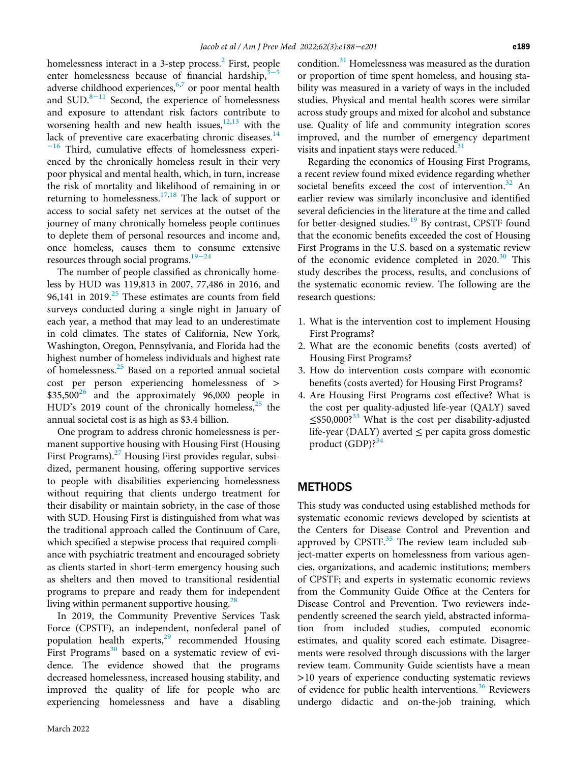homelessness interact in a 3-step process.[2] First, people enter homelessness because of financial hardship,[3–5] adverse childhood experiences,[6,7] or poor mental health and SUD.[8–11] Second, the experience of homelessness and exposure to attendant risk factors contribute to worsening health and new health issues,[12,13] with the lack of preventive care exacerbating chronic diseases.[14–16] Third, cumulative effects of homelessness experienced by the chronically homeless result in their very poor physical and mental health, which, in turn, increase the risk of mortality and likelihood of remaining in or returning to homelessness.[17,18] The lack of support or access to social safety net services at the outset of the journey of many chronically homeless people continues to deplete them of personal resources and income and, once homeless, causes them to consume extensive resources through social programs.[19–24]

The number of people classified as chronically homeless by HUD was 119,813 in 2007, 77,486 in 2016, and 96,141 in 2019.[25] These estimates are counts from field surveys conducted during a single night in January of each year, a method that may lead to an underestimate in cold climates. The states of California, New York, Washington, Oregon, Pennsylvania, and Florida had the highest number of homeless individuals and highest rate of homelessness.[25] Based on a reported annual societal cost per person experiencing homelessness of > $35,500[26] and the approximately 96,000 people in HUD's 2019 count of the chronically homeless,[25] the annual societal cost is as high as $3.4 billion.

One program to address chronic homelessness is permanent supportive housing with Housing First (Housing First Programs).[27] Housing First provides regular, subsidized, permanent housing, offering supportive services to people with disabilities experiencing homelessness without requiring that clients undergo treatment for their disability or maintain sobriety, in the case of those with SUD. Housing First is distinguished from what was the traditional approach called the Continuum of Care, which specified a stepwise process that required compliance with psychiatric treatment and encouraged sobriety as clients started in short-term emergency housing such as shelters and then moved to transitional residential programs to prepare and ready them for independent living within permanent supportive housing.[28]

In 2019, the Community Preventive Services Task Force (CPSTF), an independent, nonfederal panel of population health experts,[29] recommended Housing First Programs[30] based on a systematic review of evidence. The evidence showed that the programs decreased homelessness, increased housing stability, and improved the quality of life for people who are experiencing homelessness and have a disabling condition.[31] Homelessness was measured as the duration or proportion of time spent homeless, and housing stability was measured in a variety of ways in the included studies. Physical and mental health scores were similar across study groups and mixed for alcohol and substance use. Quality of life and community integration scores improved, and the number of emergency department visits and inpatient stays were reduced.[31]

Regarding the economics of Housing First Programs, a recent review found mixed evidence regarding whether societal benefits exceed the cost of intervention.[32] An earlier review was similarly inconclusive and identified several deficiencies in the literature at the time and called for better-designed studies.[19] By contrast, CPSTF found that the economic benefits exceeded the cost of Housing First Programs in the U.S. based on a systematic review of the economic evidence completed in 2020.[30] This study describes the process, results, and conclusions of the systematic economic review. The following are the research questions:

1. What is the intervention cost to implement Housing First Programs?
2. What are the economic benefits (costs averted) of Housing First Programs?
3. How do intervention costs compare with economic benefits (costs averted) for Housing First Programs?
4. Are Housing First Programs cost effective? What is the cost per quality-adjusted life-year (QALY) saved ≤$50,000?[33] What is the cost per disability-adjusted life-year (DALY) averted ≤ per capita gross domestic product (GDP)?[34]

## METHODS

This study was conducted using established methods for systematic economic reviews developed by scientists at the Centers for Disease Control and Prevention and approved by CPSTF.[35] The review team included subject-matter experts on homelessness from various agencies, organizations, and academic institutions; members of CPSTF; and experts in systematic economic reviews from the Community Guide Office at the Centers for Disease Control and Prevention. Two reviewers independently screened the search yield, abstracted information from included studies, computed economic estimates, and quality scored each estimate. Disagreements were resolved through discussions with the larger review team. Community Guide scientists have a mean >10 years of experience conducting systematic reviews of evidence for public health interventions.[36] Reviewers undergo didactic and on-the-job training, which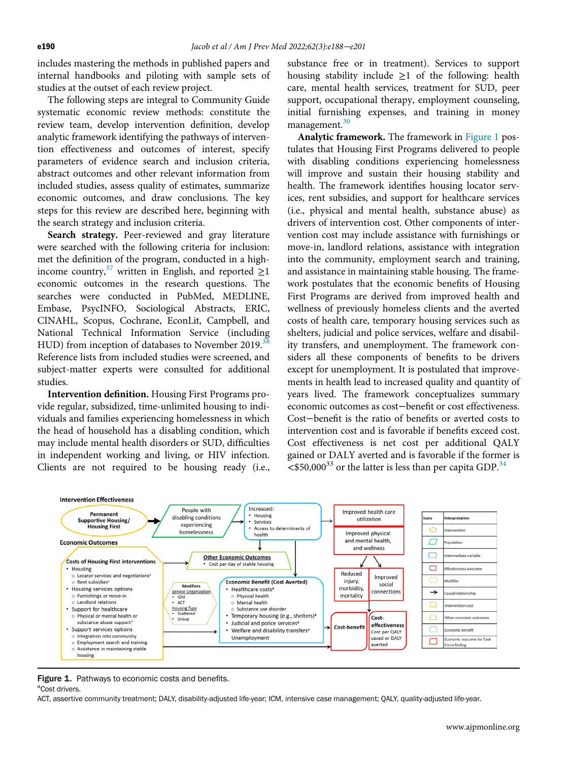includes mastering the methods in published papers and internal handbooks and piloting with sample sets of studies at the outset of each review project.

The following steps are integral to Community Guide systematic economic review methods: constitute the review team, develop intervention definition, develop analytic framework identifying the pathways of intervention effectiveness and outcomes of interest, specify parameters of evidence search and inclusion criteria, abstract outcomes and other relevant information from included studies, assess quality of estimates, summarize economic outcomes, and draw conclusions. The key steps for this review are described here, beginning with the search strategy and inclusion criteria.

**Search strategy.** Peer-reviewed and gray literature were searched with the following criteria for inclusion: met the definition of the program, conducted in a high-income country,[37] written in English, and reported ≥1 economic outcomes in the research questions. The searches were conducted in PubMed, MEDLINE, Embase, PsycINFO, Sociological Abstracts, ERIC, CINAHL, Scopus, Cochrane, EconLit, Campbell, and National Technical Information Service (including HUD) from inception of databases to November 2019.[38] Reference lists from included studies were screened, and subject-matter experts were consulted for additional studies.

**Intervention definition.** Housing First Programs provide regular, subsidized, time-unlimited housing to individuals and families experiencing homelessness in which the head of household has a disabling condition, which may include mental health disorders or SUD, difficulties in independent working and living, or HIV infection. Clients are not required to be housing ready (i.e., substance free or in treatment). Services to support housing stability include ≥1 of the following: health care, mental health services, treatment for SUD, peer support, occupational therapy, employment counseling, initial furnishing expenses, and training in money management.[30]

**Analytic framework.** The framework in Figure 1 postulates that Housing First Programs delivered to people with disabling conditions experiencing homelessness will improve and sustain their housing stability and health. The framework identifies housing locator services, rent subsidies, and support for healthcare services (i.e., physical and mental health, substance abuse) as drivers of intervention cost. Other components of intervention cost may include assistance with furnishings or move-in, landlord relations, assistance with integration into the community, employment search and training, and assistance in maintaining stable housing. The framework postulates that the economic benefits of Housing First Programs are derived from improved health and wellness of previously homeless clients and the averted costs of health care, temporary housing services such as shelters, judicial and police services, welfare and disability transfers, and unemployment. The framework considers all these components of benefits to be drivers except for unemployment. It is postulated that improvements in health lead to increased quality and quantity of years lived. The framework conceptualizes summary economic outcomes as cost−benefit or cost effectiveness. Cost−benefit is the ratio of benefits or averted costs to intervention cost and is favorable if benefits exceed cost. Cost effectiveness is net cost per additional QALY gained or DALY averted and is favorable if the former is <$50,000[33] or the latter is less than per capita GDP.[34]

**Figure 1.** Pathways to economic costs and benefits.
[a]Cost drivers.
ACT, assertive community treatment; DALY, disability-adjusted life-year; ICM, intensive case management; QALY, quality-adjusted life-year.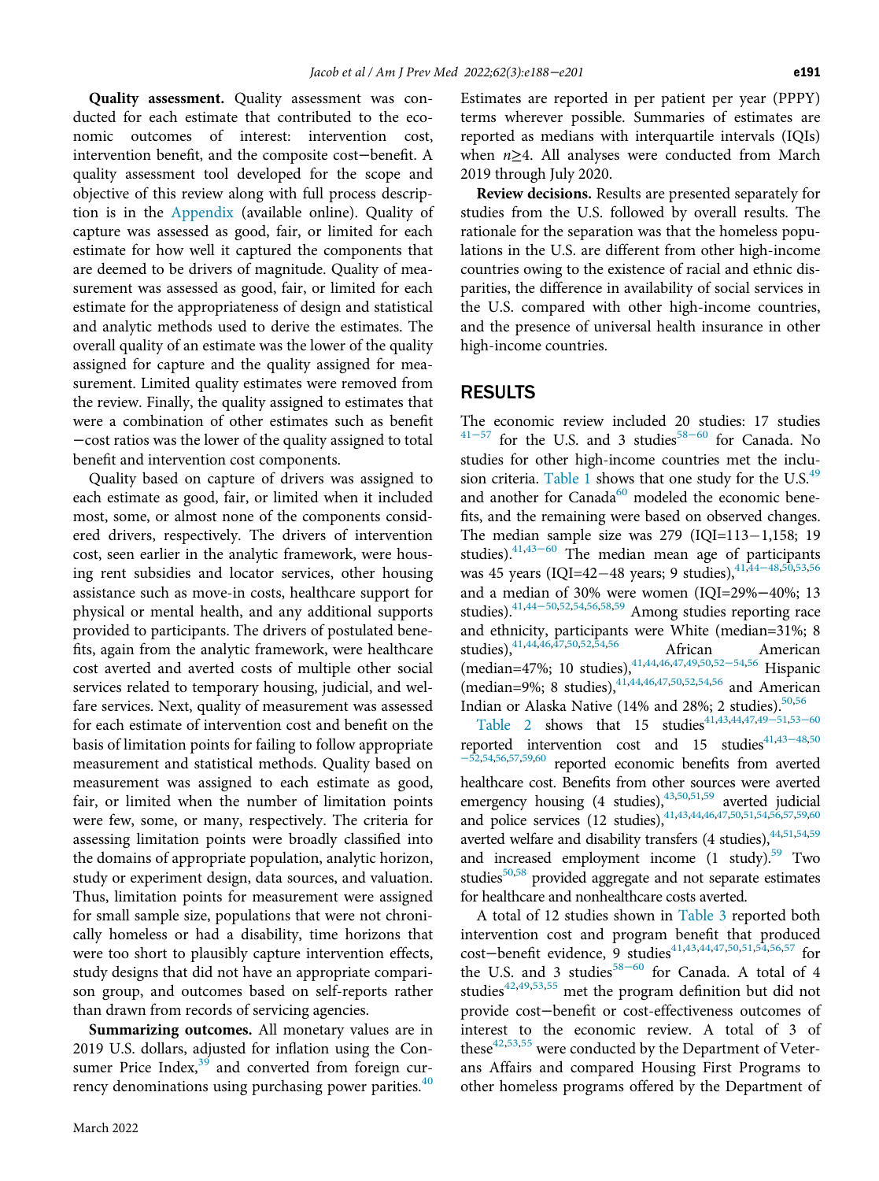**Quality assessment.** Quality assessment was conducted for each estimate that contributed to the economic outcomes of interest: intervention cost, intervention benefit, and the composite cost−benefit. A quality assessment tool developed for the scope and objective of this review along with full process description is in the Appendix (available online). Quality of capture was assessed as good, fair, or limited for each estimate for how well it captured the components that are deemed to be drivers of magnitude. Quality of measurement was assessed as good, fair, or limited for each estimate for the appropriateness of design and statistical and analytic methods used to derive the estimates. The overall quality of an estimate was the lower of the quality assigned for capture and the quality assigned for measurement. Limited quality estimates were removed from the review. Finally, the quality assigned to estimates that were a combination of other estimates such as benefit−cost ratios was the lower of the quality assigned to total benefit and intervention cost components.

Quality based on capture of drivers was assigned to each estimate as good, fair, or limited when it included most, some, or almost none of the components considered drivers, respectively. The drivers of intervention cost, seen earlier in the analytic framework, were housing rent subsidies and locator services, other housing assistance such as move-in costs, healthcare support for physical or mental health, and any additional supports provided to participants. The drivers of postulated benefits, again from the analytic framework, were healthcare cost averted and averted costs of multiple other social services related to temporary housing, judicial, and welfare services. Next, quality of measurement was assessed for each estimate of intervention cost and benefit on the basis of limitation points for failing to follow appropriate measurement and statistical methods. Quality based on measurement was assigned to each estimate as good, fair, or limited when the number of limitation points were few, some, or many, respectively. The criteria for assessing limitation points were broadly classified into the domains of appropriate population, analytic horizon, study or experiment design, data sources, and valuation. Thus, limitation points for measurement were assigned for small sample size, populations that were not chronically homeless or had a disability, time horizons that were too short to plausibly capture intervention effects, study designs that did not have an appropriate comparison group, and outcomes based on self-reports rather than drawn from records of servicing agencies.

**Summarizing outcomes.** All monetary values are in 2019 U.S. dollars, adjusted for inflation using the Consumer Price Index,[39] and converted from foreign currency denominations using purchasing power parities.[40] Estimates are reported in per patient per year (PPPY) terms wherever possible. Summaries of estimates are reported as medians with interquartile intervals (IQIs) when $n \geq 4$. All analyses were conducted from March 2019 through July 2020.

**Review decisions.** Results are presented separately for studies from the U.S. followed by overall results. The rationale for the separation was that the homeless populations in the U.S. are different from other high-income countries owing to the existence of racial and ethnic disparities, the difference in availability of social services in the U.S. compared with other high-income countries, and the presence of universal health insurance in other high-income countries.

## RESULTS

The economic review included 20 studies: 17 studies[41−57] for the U.S. and 3 studies[58−60] for Canada. No studies for other high-income countries met the inclusion criteria. Table 1 shows that one study for the U.S.[49] and another for Canada[60] modeled the economic benefits, and the remaining were based on observed changes. The median sample size was 279 (IQI=113−1,158; 19 studies).[41,43−60] The median mean age of participants was 45 years (IQI=42−48 years; 9 studies),[41,44−48,50,53,56] and a median of 30% were women (IQI=29%−40%; 13 studies).[41,44−50,52,54,56,58,59] Among studies reporting race and ethnicity, participants were White (median=31%; 8 studies),[41,44,46,47,50,52,54,56] African American (median=47%; 10 studies),[41,44,46,47,49,50,52−54,56] Hispanic (median=9%; 8 studies),[41,44,46,47,50,52,54,56] and American Indian or Alaska Native (14% and 28%; 2 studies).[50,56]

Table 2 shows that 15 studies[41,43,44,47,49−51,53−60] reported intervention cost and 15 studies[41,43−48,50−52,54,56,57,59,60] reported economic benefits from averted healthcare cost. Benefits from other sources were averted emergency housing (4 studies),[43,50,51,59] averted judicial and police services (12 studies),[41,43,44,46,47,50,51,54,56,57,59,60] averted welfare and disability transfers (4 studies),[44,51,54,59] and increased employment income (1 study).[59] Two studies[50,58] provided aggregate and not separate estimates for healthcare and nonhealthcare costs averted.

A total of 12 studies shown in Table 3 reported both intervention cost and program benefit that produced cost−benefit evidence, 9 studies[41,43,44,47,50,51,54,56,57] for the U.S. and 3 studies[58−60] for Canada. A total of 4 studies[42,49,53,55] met the program definition but did not provide cost−benefit or cost-effectiveness outcomes of interest to the economic review. A total of 3 of these[42,53,55] were conducted by the Department of Veterans Affairs and compared Housing First Programs to other homeless programs offered by the Department of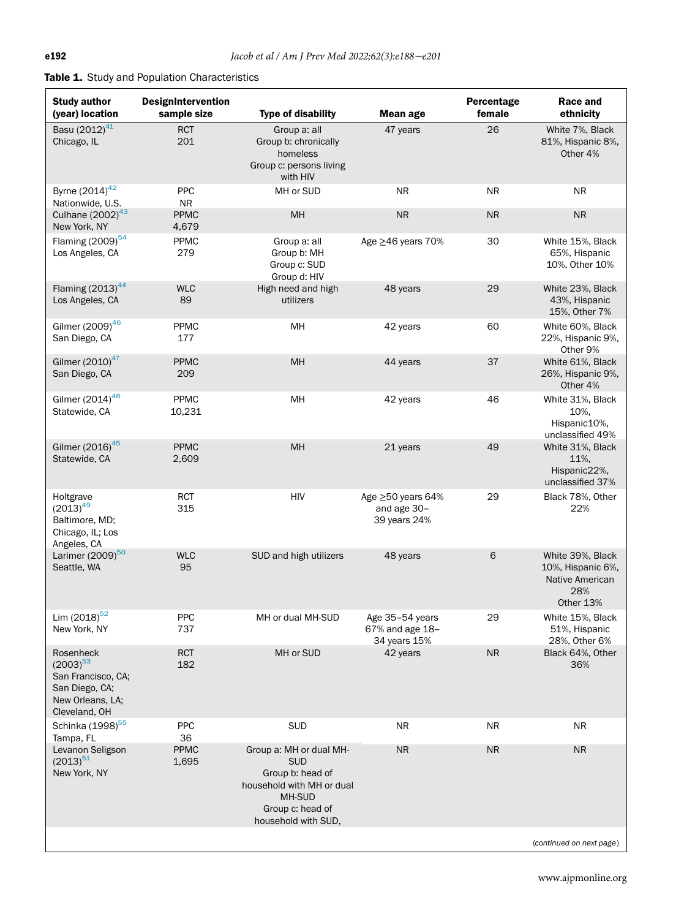**Table 1.** Study and Population Characteristics

| Study author (year) location | DesignIntervention sample size | Type of disability | Mean age | Percentage female | Race and ethnicity |
|---|---|---|---|---|---|
| Basu (2012)[41] Chicago, IL | RCT 201 | Group a: all Group b: chronically homeless Group c: persons living with HIV | 47 years | 26 | White 7%, Black 81%, Hispanic 8%, Other 4% |
| Byrne (2014)[42] Nationwide, U.S. | PPC NR | MH or SUD | NR | NR | NR |
| Culhane (2002)[43] New York, NY | PPMC 4,679 | MH | NR | NR | NR |
| Flaming (2009)[54] Los Angeles, CA | PPMC 279 | Group a: all Group b: MH Group c: SUD Group d: HIV | Age ≥46 years 70% | 30 | White 15%, Black 65%, Hispanic 10%, Other 10% |
| Flaming (2013)[44] Los Angeles, CA | WLC 89 | High need and high utilizers | 48 years | 29 | White 23%, Black 43%, Hispanic 15%, Other 7% |
| Gilmer (2009)[46] San Diego, CA | PPMC 177 | MH | 42 years | 60 | White 60%, Black 22%, Hispanic 9%, Other 9% |
| Gilmer (2010)[47] San Diego, CA | PPMC 209 | MH | 44 years | 37 | White 61%, Black 26%, Hispanic 9%, Other 4% |
| Gilmer (2014)[48] Statewide, CA | PPMC 10,231 | MH | 42 years | 46 | White 31%, Black 10%, Hispanic10%, unclassified 49% |
| Gilmer (2016)[45] Statewide, CA | PPMC 2,609 | MH | 21 years | 49 | White 31%, Black 11%, Hispanic22%, unclassified 37% |
| Holtgrave (2013)[49] Baltimore, MD; Chicago, IL; Los Angeles, CA | RCT 315 | HIV | Age ≥50 years 64% and age 30–39 years 24% | 29 | Black 78%, Other 22% |
| Larimer (2009)[50] Seattle, WA | WLC 95 | SUD and high utilizers | 48 years | 6 | White 39%, Black 10%, Hispanic 6%, Native American 28% Other 13% |
| Lim (2018)[52] New York, NY | PPC 737 | MH or dual MH-SUD | Age 35–54 years 67% and age 18–34 years 15% | 29 | White 15%, Black 51%, Hispanic 28%, Other 6% |
| Rosenheck (2003)[53] San Francisco, CA; San Diego, CA; New Orleans, LA; Cleveland, OH | RCT 182 | MH or SUD | 42 years | NR | Black 64%, Other 36% |
| Schinka (1998)[55] Tampa, FL | PPC 36 | SUD | NR | NR | NR |
| Levanon Seligson (2013)[51] New York, NY | PPMC 1,695 | Group a: MH or dual MH-SUD Group b: head of household with MH or dual MH-SUD Group c: head of household with SUD, | NR | NR | NR |

(continued on next page)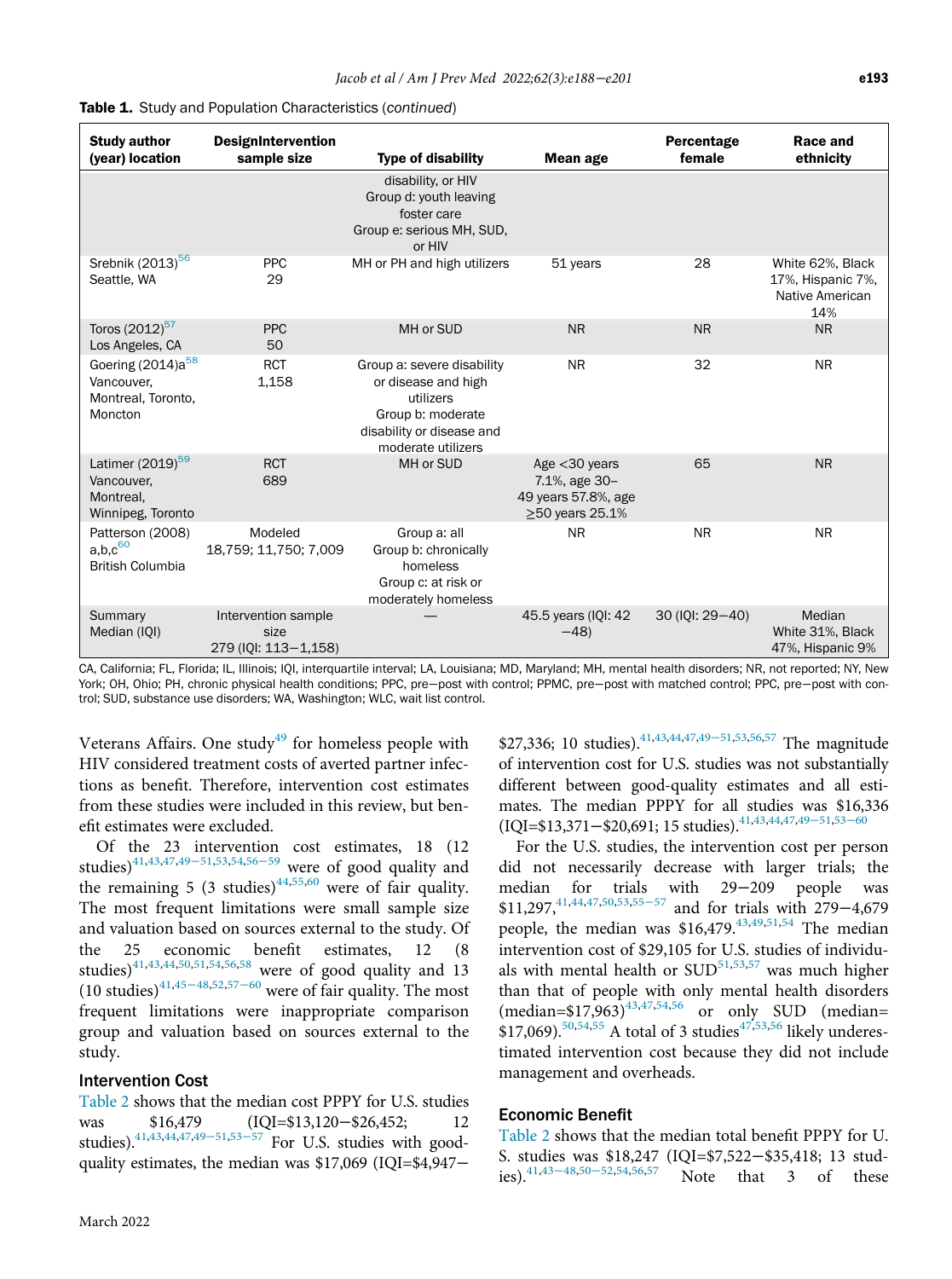**Table 1.** Study and Population Characteristics (*continued*)

| Study author (year) location | DesignIntervention sample size | Type of disability | Mean age | Percentage female | Race and ethnicity |
|---|---|---|---|---|---|
| | | disability, or HIV Group d: youth leaving foster care Group e: serious MH, SUD, or HIV | | | |
| Srebnik (2013)[56] Seattle, WA | PPC 29 | MH or PH and high utilizers | 51 years | 28 | White 62%, Black 17%, Hispanic 7%, Native American 14% |
| Toros (2012)[57] Los Angeles, CA | PPC 50 | MH or SUD | NR | NR | NR |
| Goering (2014)a[58] Vancouver, Montreal, Toronto, Moncton | RCT 1,158 | Group a: severe disability or disease and high utilizers Group b: moderate disability or disease and moderate utilizers | NR | 32 | NR |
| Latimer (2019)[59] Vancouver, Montreal, Winnipeg, Toronto | RCT 689 | MH or SUD | Age <30 years 7.1%, age 30–49 years 57.8%, age ≥50 years 25.1% | 65 | NR |
| Patterson (2008) a,b,c[60] British Columbia | Modeled 18,759; 11,750; 7,009 | Group a: all Group b: chronically homeless Group c: at risk or moderately homeless | NR | NR | NR |
| Summary Median (IQI) | Intervention sample size 279 (IQI: 113−1,158) | — | 45.5 years (IQI: 42−48) | 30 (IQI: 29−40) | Median White 31%, Black 47%, Hispanic 9% |

CA, California; FL, Florida; IL, Illinois; IQI, interquartile interval; LA, Louisiana; MD, Maryland; MH, mental health disorders; NR, not reported; NY, New York; OH, Ohio; PH, chronic physical health conditions; PPC, pre−post with control; PPMC, pre−post with matched control; PPC, pre−post with control; SUD, substance use disorders; WA, Washington; WLC, wait list control.

Veterans Affairs. One study[49] for homeless people with HIV considered treatment costs of averted partner infections as benefit. Therefore, intervention cost estimates from these studies were included in this review, but benefit estimates were excluded.

Of the 23 intervention cost estimates, 18 (12 studies)[41,43,47,49−51,53,54,56−59] were of good quality and the remaining 5 (3 studies)[44,55,60] were of fair quality. The most frequent limitations were small sample size and valuation based on sources external to the study. Of the 25 economic benefit estimates, 12 (8 studies)[41,43,44,50,51,54,56,58] were of good quality and 13 (10 studies)[41,45−48,52,57−60] were of fair quality. The most frequent limitations were inappropriate comparison group and valuation based on sources external to the study.

## Intervention Cost

Table 2 shows that the median cost PPPY for U.S. studies was $16,479 (IQI=$13,120−$26,452; 12 studies).[41,43,44,47,49−51,53−57] For U.S. studies with good-quality estimates, the median was $17,069 (IQI=$4,947−$27,336; 10 studies).[41,43,44,47,49−51,53,56,57] The magnitude of intervention cost for U.S. studies was not substantially different between good-quality estimates and all estimates. The median PPPY for all studies was $16,336 (IQI=$13,371−$20,691; 15 studies).[41,43,44,47,49−51,53−60]

For the U.S. studies, the intervention cost per person did not necessarily decrease with larger trials; the median for trials with 29−209 people was $11,297,[41,44,47,50,53,55−57] and for trials with 279−4,679 people, the median was $16,479.[43,49,51,54] The median intervention cost of $29,105 for U.S. studies of individuals with mental health or SUD[51,53,57] was much higher than that of people with only mental health disorders (median=$17,963)[43,47,54,56] or only SUD (median=$17,069).[50,54,55] A total of 3 studies[47,53,56] likely underestimated intervention cost because they did not include management and overheads.

## Economic Benefit

Table 2 shows that the median total benefit PPPY for U.S. studies was $18,247 (IQI=$7,522−$35,418; 13 studies).[41,43−48,50−52,54,56,57] Note that 3 of these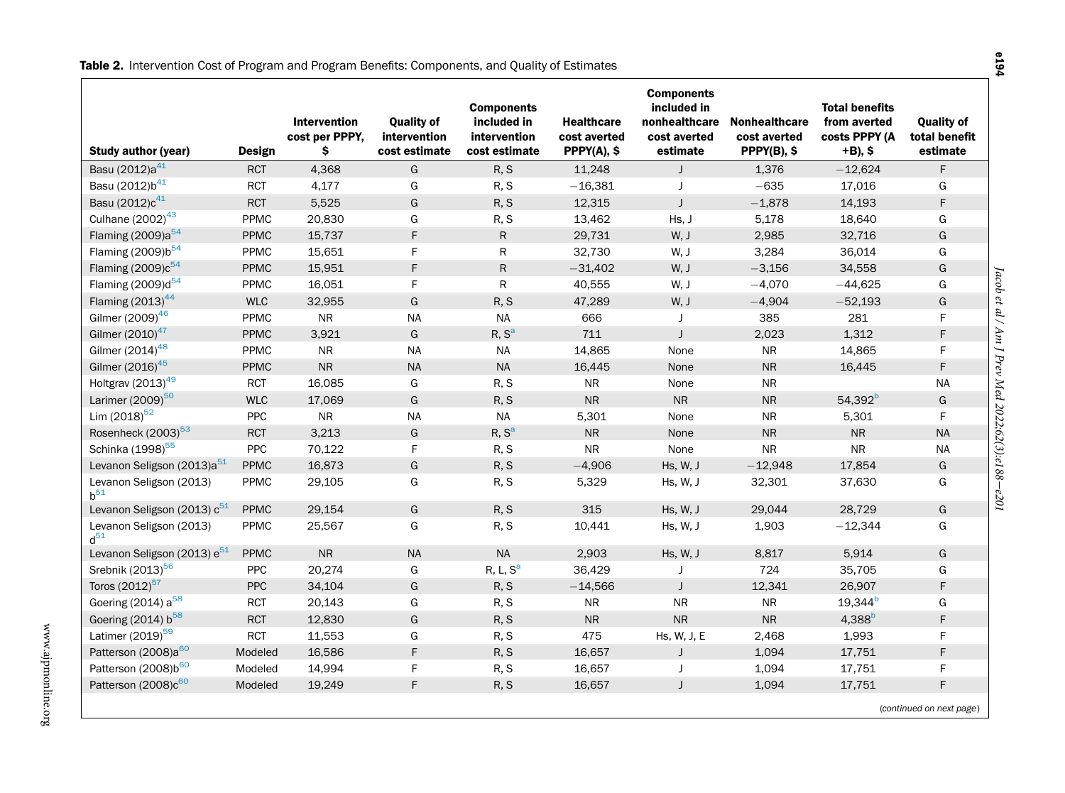**Table 2.** Intervention Cost of Program and Program Benefits: Components, and Quality of Estimates

| Study author (year) | Design | Intervention cost per PPPY, $ | Quality of intervention cost estimate | Components included in intervention cost estimate | Healthcare cost averted PPPY(A), $ | Components included in nonhealthcare cost averted estimate | Nonhealthcare cost averted PPPY(B), $ | Total benefits from averted costs PPPY (A +B), $ | Quality of total benefit estimate |
|---|---|---|---|---|---|---|---|---|---|
| Basu (2012)a[41] | RCT | 4,368 | G | R, S | 11,248 | J | 1,376 | −12,624 | F |
| Basu (2012)b[41] | RCT | 4,177 | G | R, S | −16,381 | J | −635 | 17,016 | G |
| Basu (2012)c[41] | RCT | 5,525 | G | R, S | 12,315 | J | −1,878 | 14,193 | F |
| Culhane (2002)[43] | PPMC | 20,830 | G | R, S | 13,462 | Hs, J | 5,178 | 18,640 | G |
| Flaming (2009)a[54] | PPMC | 15,737 | F | R | 29,731 | W, J | 2,985 | 32,716 | G |
| Flaming (2009)b[54] | PPMC | 15,651 | F | R | 32,730 | W, J | 3,284 | 36,014 | G |
| Flaming (2009)c[54] | PPMC | 15,951 | F | R | −31,402 | W, J | −3,156 | 34,558 | G |
| Flaming (2009)d[54] | PPMC | 16,051 | F | R | 40,555 | W, J | −4,070 | −44,625 | G |
| Flaming (2013)[44] | WLC | 32,955 | G | R, S | 47,289 | W, J | −4,904 | −52,193 | G |
| Gilmer (2009)[46] | PPMC | NR | NA | NA | 666 | J | 385 | 281 | F |
| Gilmer (2010)[47] | PPMC | 3,921 | G | R, S[a] | 711 | J | 2,023 | 1,312 | F |
| Gilmer (2014)[48] | PPMC | NR | NA | NA | 14,865 | None | NR | 14,865 | F |
| Gilmer (2016)[45] | PPMC | NR | NA | NA | 16,445 | None | NR | 16,445 | F |
| Holtgrav (2013)[49] | RCT | 16,085 | G | R, S | NR | None | NR | | NA |
| Larimer (2009)[50] | WLC | 17,069 | G | R, S | NR | NR | NR | 54,392[b] | G |
| Lim (2018)[52] | PPC | NR | NA | NA | 5,301 | None | NR | 5,301 | F |
| Rosenheck (2003)[53] | RCT | 3,213 | G | R, S[a] | NR | None | NR | NR | NA |
| Schinka (1998)[55] | PPC | 70,122 | F | R, S | NR | None | NR | NR | NA |
| Levanon Seligson (2013)a[51] | PPMC | 16,873 | G | R, S | −4,906 | Hs, W, J | −12,948 | 17,854 | G |
| Levanon Seligson (2013) b[51] | PPMC | 29,105 | G | R, S | 5,329 | Hs, W, J | 32,301 | 37,630 | G |
| Levanon Seligson (2013) c[51] | PPMC | 29,154 | G | R, S | 315 | Hs, W, J | 29,044 | 28,729 | G |
| Levanon Seligson (2013) d[51] | PPMC | 25,567 | G | R, S | 10,441 | Hs, W, J | 1,903 | −12,344 | G |
| Levanon Seligson (2013) e[51] | PPMC | NR | NA | NA | 2,903 | Hs, W, J | 8,817 | 5,914 | G |
| Srebnik (2013)[56] | PPC | 20,274 | G | R, L, S[a] | 36,429 | J | 724 | 35,705 | G |
| Toros (2012)[57] | PPC | 34,104 | G | R, S | −14,566 | J | 12,341 | 26,907 | F |
| Goering (2014) a[58] | RCT | 20,143 | G | R, S | NR | NR | NR | 19,344[b] | G |
| Goering (2014) b[58] | RCT | 12,830 | G | R, S | NR | NR | NR | 4,388[b] | F |
| Latimer (2019)[59] | RCT | 11,553 | G | R, S | 475 | Hs, W, J, E | 2,468 | 1,993 | F |
| Patterson (2008)a[60] | Modeled | 16,586 | F | R, S | 16,657 | J | 1,094 | 17,751 | F |
| Patterson (2008)b[60] | Modeled | 14,994 | F | R, S | 16,657 | J | 1,094 | 17,751 | F |
| Patterson (2008)c[60] | Modeled | 19,249 | F | R, S | 16,657 | J | 1,094 | 17,751 | F |

*(continued on next page)*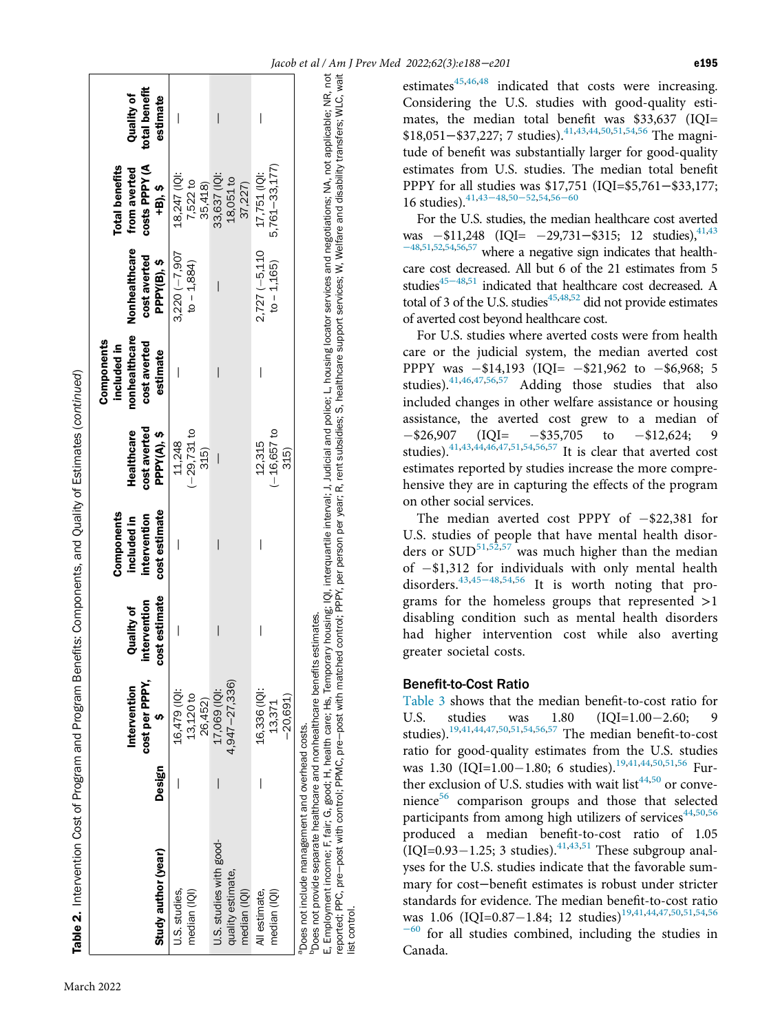**Table 2.** Intervention Cost of Program and Program Benefits: Components, and Quality of Estimates (*continued*)

| Study author (year) | Design | Intervention cost per PPPY, $ | Quality of intervention cost estimate | Components included in intervention cost estimate | Healthcare cost averted PPPY(A), $ | Components included in nonhealthcare cost averted estimate | Nonhealthcare cost averted PPPY(B), $ | Total benefits from averted costs PPPY (A +B), $ | Quality of total benefit estimate |
|---|---|---|---|---|---|---|---|---|---|
| U.S. studies, median (IQI) | — | 16,479 (IQI: 13,120 to 26,452) | — | — | 11,248 (−29,731 to 315) | — | 3,220 (−7,907 to − 1,884) | 18,247 (IQI: 7,522 to 35,418) | — |
| U.S. studies with good-quality estimate, median (IQI) | — | 17,069 (IQI: 4,947−27,336) | — | — | — | — | — | 33,637 (IQI: 18,051 to 37,227) | — |
| All estimate, median (IQI) | — | 16,336 (IQI: 13,371 −20,691) | — | — | 12,315 (−16,657 to 315) | — | 2,727 (−5,110 to − 1,165) | 17,751 (IQI: 5,761−33,177) | — |

[a]Does not include management and overhead costs.
[b]Does not provide separate healthcare and nonhealthcare benefits estimates.
E, Employment income; F, fair; G, good; H, health care; Hs, Temporary housing; IQI, interquartile interval; J, Judicial and police; L, housing locator services and negotiations; NA, not applicable; NR, not reported; PPC, pre−post with control; PPMC, pre−post with matched control; PPPY, per person per year; R, rent subsidies; S, healthcare support services; W, Welfare and disability transfers; WLC, wait list control.

estimates[45,46,48] indicated that costs were increasing. Considering the U.S. studies with good-quality estimates, the median total benefit was $33,637 (IQI=$18,051−$37,227; 7 studies).[41,43,44,50,51,54,56] The magnitude of benefit was substantially larger for good-quality estimates from U.S. studies. The median total benefit PPPY for all studies was $17,751 (IQI=$5,761−$33,177; 16 studies).[41,43−48,50−52,54,56−60]

For the U.S. studies, the median healthcare cost averted was −$11,248 (IQI= −29,731−$315; 12 studies),[41,43−48,51,52,54,56,57] where a negative sign indicates that healthcare cost decreased. All but 6 of the 21 estimates from 5 studies[45−48,51] indicated that healthcare cost decreased. A total of 3 of the U.S. studies[45,48,52] did not provide estimates of averted cost beyond healthcare cost.

For U.S. studies where averted costs were from health care or the judicial system, the median averted cost PPPY was −$14,193 (IQI= −$21,962 to −$6,968; 5 studies).[41,46,47,56,57] Adding those studies that also included changes in other welfare assistance or housing assistance, the averted cost grew to a median of −$26,907 (IQI= −$35,705 to −$12,624; 9 studies).[41,43,44,46,47,51,54,56,57] It is clear that averted cost estimates reported by studies increase the more comprehensive they are in capturing the effects of the program on other social services.

The median averted cost PPPY of −$22,381 for U.S. studies of people that have mental health disorders or SUD[51,52,57] was much higher than the median of −$1,312 for individuals with only mental health disorders.[43,45−48,54,56] It is worth noting that programs for the homeless groups that represented >1 disabling condition such as mental health disorders had higher intervention cost while also averting greater societal costs.

## Benefit-to-Cost Ratio

Table 3 shows that the median benefit-to-cost ratio for U.S. studies was 1.80 (IQI=1.00−2.60; 9 studies).[19,41,44,47,50,51,54,56,57] The median benefit-to-cost ratio for good-quality estimates from the U.S. studies was 1.30 (IQI=1.00−1.80; 6 studies).[19,41,44,50,51,56] Further exclusion of U.S. studies with wait list[44,50] or convenience[56] comparison groups and those that selected participants from among high utilizers of services[44,50,56] produced a median benefit-to-cost ratio of 1.05 (IQI=0.93−1.25; 3 studies).[41,43,51] These subgroup analyses for the U.S. studies indicate that the favorable summary for cost−benefit estimates is robust under stricter standards for evidence. The median benefit-to-cost ratio was 1.06 (IQI=0.87−1.84; 12 studies)[19,41,44,47,50,51,54,56−60] for all studies combined, including the studies in Canada.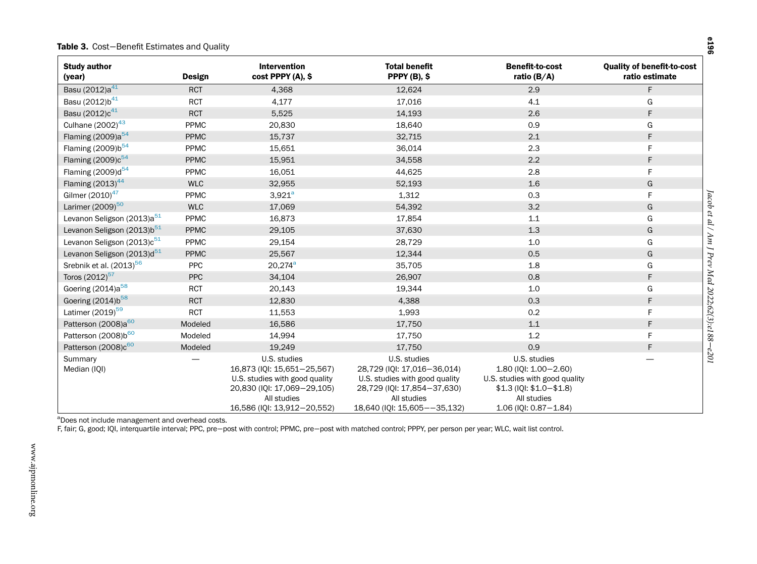**Table 3.** Cost−Benefit Estimates and Quality

| Study author (year) | Design | Intervention cost PPPY (A), $ | Total benefit PPPY (B), $ | Benefit-to-cost ratio (B/A) | Quality of benefit-to-cost ratio estimate |
|---|---|---|---|---|---|
| Basu (2012)a[41] | RCT | 4,368 | 12,624 | 2.9 | F |
| Basu (2012)b[41] | RCT | 4,177 | 17,016 | 4.1 | G |
| Basu (2012)c[41] | RCT | 5,525 | 14,193 | 2.6 | F |
| Culhane (2002)[43] | PPMC | 20,830 | 18,640 | 0.9 | G |
| Flaming (2009)a[54] | PPMC | 15,737 | 32,715 | 2.1 | F |
| Flaming (2009)b[54] | PPMC | 15,651 | 36,014 | 2.3 | F |
| Flaming (2009)c[54] | PPMC | 15,951 | 34,558 | 2.2 | F |
| Flaming (2009)d[54] | PPMC | 16,051 | 44,625 | 2.8 | F |
| Flaming (2013)[44] | WLC | 32,955 | 52,193 | 1.6 | G |
| Gilmer (2010)[47] | PPMC | 3,921[a] | 1,312 | 0.3 | F |
| Larimer (2009)[50] | WLC | 17,069 | 54,392 | 3.2 | G |
| Levanon Seligson (2013)a[51] | PPMC | 16,873 | 17,854 | 1.1 | G |
| Levanon Seligson (2013)b[51] | PPMC | 29,105 | 37,630 | 1.3 | G |
| Levanon Seligson (2013)c[51] | PPMC | 29,154 | 28,729 | 1.0 | G |
| Levanon Seligson (2013)d[51] | PPMC | 25,567 | 12,344 | 0.5 | G |
| Srebnik et al. (2013)[56] | PPC | 20,274[a] | 35,705 | 1.8 | G |
| Toros (2012)[57] | PPC | 34,104 | 26,907 | 0.8 | F |
| Goering (2014)a[58] | RCT | 20,143 | 19,344 | 1.0 | G |
| Goering (2014)b[58] | RCT | 12,830 | 4,388 | 0.3 | F |
| Latimer (2019)[59] | RCT | 11,553 | 1,993 | 0.2 | F |
| Patterson (2008)a[60] | Modeled | 16,586 | 17,750 | 1.1 | F |
| Patterson (2008)b[60] | Modeled | 14,994 | 17,750 | 1.2 | F |
| Patterson (2008)c[60] | Modeled | 19,249 | 17,750 | 0.9 | F |
| Summary Median (IQI) | — | U.S. studies 16,873 (IQI: 15,651−25,567) U.S. studies with good quality 20,830 (IQI: 17,069−29,105) All studies 16,586 (IQI: 13,912−20,552) | U.S. studies 28,729 (IQI: 17,016−36,014) U.S. studies with good quality 28,729 (IQI: 17,854−37,630) All studies 18,640 (IQI: 15,605−−35,132) | U.S. studies 1.80 (IQI: 1.00−2.60) U.S. studies with good quality $1.3 (IQI: $1.0−$1.8) All studies 1.06 (IQI: 0.87−1.84) | — |

[a]Does not include management and overhead costs.

F, fair; G, good; IQI, interquartile interval; PPC, pre−post with control; PPMC, pre−post with matched control; PPPY, per person per year; WLC, wait list control.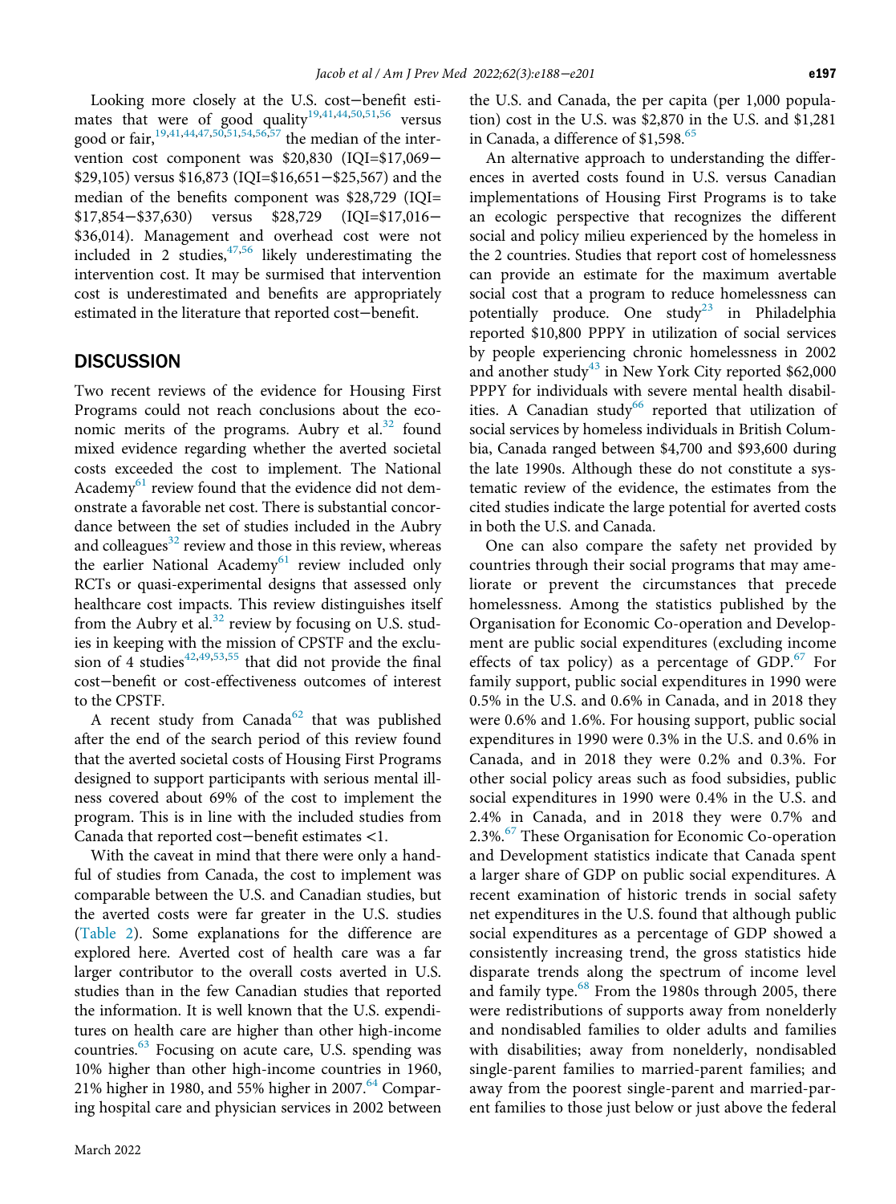Looking more closely at the U.S. cost−benefit estimates that were of good quality[19,41,44,50,51,56] versus good or fair,[19,41,44,47,50,51,54,56,57] the median of the intervention cost component was $20,830 (IQI=$17,069−$29,105) versus $16,873 (IQI=$16,651−$25,567) and the median of the benefits component was $28,729 (IQI=$17,854−$37,630) versus $28,729 (IQI=$17,016−$36,014). Management and overhead cost were not included in 2 studies,[47,56] likely underestimating the intervention cost. It may be surmised that intervention cost is underestimated and benefits are appropriately estimated in the literature that reported cost−benefit.

## DISCUSSION

Two recent reviews of the evidence for Housing First Programs could not reach conclusions about the economic merits of the programs. Aubry et al.[32] found mixed evidence regarding whether the averted societal costs exceeded the cost to implement. The National Academy[61] review found that the evidence did not demonstrate a favorable net cost. There is substantial concordance between the set of studies included in the Aubry and colleagues[32] review and those in this review, whereas the earlier National Academy[61] review included only RCTs or quasi-experimental designs that assessed only healthcare cost impacts. This review distinguishes itself from the Aubry et al.[32] review by focusing on U.S. studies in keeping with the mission of CPSTF and the exclusion of 4 studies[42,49,53,55] that did not provide the final cost−benefit or cost-effectiveness outcomes of interest to the CPSTF.

A recent study from Canada[62] that was published after the end of the search period of this review found that the averted societal costs of Housing First Programs designed to support participants with serious mental illness covered about 69% of the cost to implement the program. This is in line with the included studies from Canada that reported cost−benefit estimates <1.

With the caveat in mind that there were only a handful of studies from Canada, the cost to implement was comparable between the U.S. and Canadian studies, but the averted costs were far greater in the U.S. studies (Table 2). Some explanations for the difference are explored here. Averted cost of health care was a far larger contributor to the overall costs averted in U.S. studies than in the few Canadian studies that reported the information. It is well known that the U.S. expenditures on health care are higher than other high-income countries.[63] Focusing on acute care, U.S. spending was 10% higher than other high-income countries in 1960, 21% higher in 1980, and 55% higher in 2007.[64] Comparing hospital care and physician services in 2002 between the U.S. and Canada, the per capita (per 1,000 population) cost in the U.S. was $2,870 in the U.S. and $1,281 in Canada, a difference of $1,598.[65]

An alternative approach to understanding the differences in averted costs found in U.S. versus Canadian implementations of Housing First Programs is to take an ecologic perspective that recognizes the different social and policy milieu experienced by the homeless in the 2 countries. Studies that report cost of homelessness can provide an estimate for the maximum avertable social cost that a program to reduce homelessness can potentially produce. One study[23] in Philadelphia reported $10,800 PPPY in utilization of social services by people experiencing chronic homelessness in 2002 and another study[43] in New York City reported $62,000 PPPY for individuals with severe mental health disabilities. A Canadian study[66] reported that utilization of social services by homeless individuals in British Columbia, Canada ranged between $4,700 and $93,600 during the late 1990s. Although these do not constitute a systematic review of the evidence, the estimates from the cited studies indicate the large potential for averted costs in both the U.S. and Canada.

One can also compare the safety net provided by countries through their social programs that may ameliorate or prevent the circumstances that precede homelessness. Among the statistics published by the Organisation for Economic Co-operation and Development are public social expenditures (excluding income effects of tax policy) as a percentage of GDP.[67] For family support, public social expenditures in 1990 were 0.5% in the U.S. and 0.6% in Canada, and in 2018 they were 0.6% and 1.6%. For housing support, public social expenditures in 1990 were 0.3% in the U.S. and 0.6% in Canada, and in 2018 they were 0.2% and 0.3%. For other social policy areas such as food subsidies, public social expenditures in 1990 were 0.4% in the U.S. and 2.4% in Canada, and in 2018 they were 0.7% and 2.3%.[67] These Organisation for Economic Co-operation and Development statistics indicate that Canada spent a larger share of GDP on public social expenditures. A recent examination of historic trends in social safety net expenditures in the U.S. found that although public social expenditures as a percentage of GDP showed a consistently increasing trend, the gross statistics hide disparate trends along the spectrum of income level and family type.[68] From the 1980s through 2005, there were redistributions of supports away from nonelderly and nondisabled families to older adults and families with disabilities; away from nonelderly, nondisabled single-parent families to married-parent families; and away from the poorest single-parent and married-parent families to those just below or just above the federal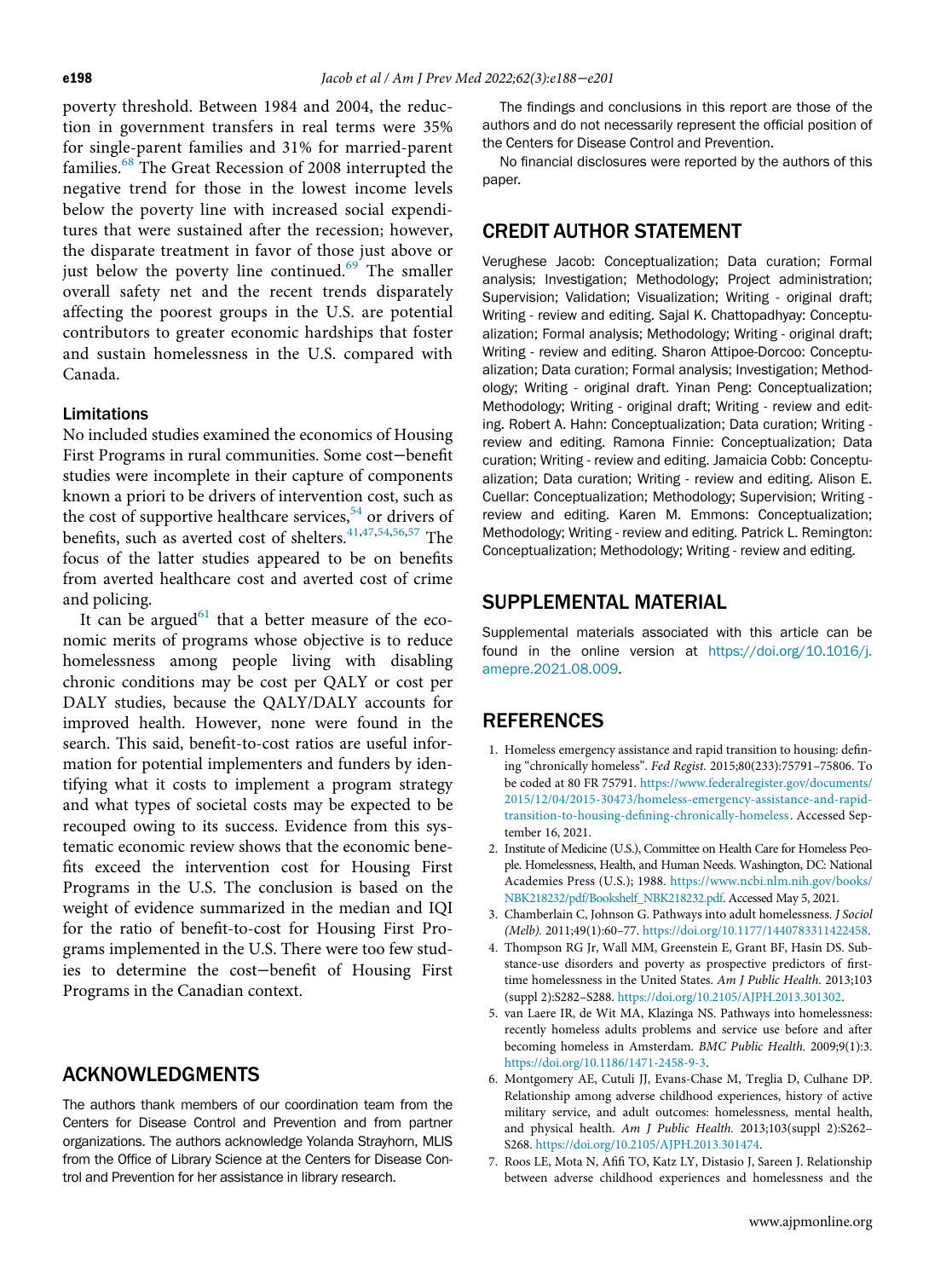poverty threshold. Between 1984 and 2004, the reduction in government transfers in real terms were 35% for single-parent families and 31% for married-parent families.[68] The Great Recession of 2008 interrupted the negative trend for those in the lowest income levels below the poverty line with increased social expenditures that were sustained after the recession; however, the disparate treatment in favor of those just above or just below the poverty line continued.[69] The smaller overall safety net and the recent trends disparately affecting the poorest groups in the U.S. are potential contributors to greater economic hardships that foster and sustain homelessness in the U.S. compared with Canada.

### Limitations

No included studies examined the economics of Housing First Programs in rural communities. Some cost−benefit studies were incomplete in their capture of components known a priori to be drivers of intervention cost, such as the cost of supportive healthcare services,[54] or drivers of benefits, such as averted cost of shelters.[41,47,54,56,57] The focus of the latter studies appeared to be on benefits from averted healthcare cost and averted cost of crime and policing.

It can be argued[61] that a better measure of the economic merits of programs whose objective is to reduce homelessness among people living with disabling chronic conditions may be cost per QALY or cost per DALY studies, because the QALY/DALY accounts for improved health. However, none were found in the search. This said, benefit-to-cost ratios are useful information for potential implementers and funders by identifying what it costs to implement a program strategy and what types of societal costs may be expected to be recouped owing to its success. Evidence from this systematic economic review shows that the economic benefits exceed the intervention cost for Housing First Programs in the U.S. The conclusion is based on the weight of evidence summarized in the median and IQI for the ratio of benefit-to-cost for Housing First Programs implemented in the U.S. There were too few studies to determine the cost−benefit of Housing First Programs in the Canadian context.

## ACKNOWLEDGMENTS

The authors thank members of our coordination team from the Centers for Disease Control and Prevention and from partner organizations. The authors acknowledge Yolanda Strayhorn, MLIS from the Office of Library Science at the Centers for Disease Control and Prevention for her assistance in library research.

The findings and conclusions in this report are those of the authors and do not necessarily represent the official position of the Centers for Disease Control and Prevention.

No financial disclosures were reported by the authors of this paper.

## CREDIT AUTHOR STATEMENT

Verughese Jacob: Conceptualization; Data curation; Formal analysis; Investigation; Methodology; Project administration; Supervision; Validation; Visualization; Writing - original draft; Writing - review and editing. Sajal K. Chattopadhyay: Conceptualization; Formal analysis; Methodology; Writing - original draft; Writing - review and editing. Sharon Attipoe-Dorcoo: Conceptualization; Data curation; Formal analysis; Investigation; Methodology; Writing - original draft. Yinan Peng: Conceptualization; Methodology; Writing - original draft; Writing - review and editing. Robert A. Hahn: Conceptualization; Data curation; Writing - review and editing. Ramona Finnie: Conceptualization; Data curation; Writing - review and editing. Jamaicia Cobb: Conceptualization; Data curation; Writing - review and editing. Alison E. Cuellar: Conceptualization; Methodology; Supervision; Writing - review and editing. Karen M. Emmons: Conceptualization; Methodology; Writing - review and editing. Patrick L. Remington: Conceptualization; Methodology; Writing - review and editing.

## SUPPLEMENTAL MATERIAL

Supplemental materials associated with this article can be found in the online version at https://doi.org/10.1016/j.amepre.2021.08.009.

## REFERENCES

1. Homeless emergency assistance and rapid transition to housing: defining "chronically homeless". *Fed Regist.* 2015;80(233):75791–75806. To be coded at 80 FR 75791. https://www.federalregister.gov/documents/2015/12/04/2015-30473/homeless-emergency-assistance-and-rapid-transition-to-housing-defining-chronically-homeless. Accessed September 16, 2021.
2. Institute of Medicine (U.S.), Committee on Health Care for Homeless People. Homelessness, Health, and Human Needs. Washington, DC: National Academies Press (U.S.); 1988. https://www.ncbi.nlm.nih.gov/books/NBK218232/pdf/Bookshelf_NBK218232.pdf. Accessed May 5, 2021.
3. Chamberlain C, Johnson G. Pathways into adult homelessness. *J Sociol (Melb).* 2011;49(1):60–77. https://doi.org/10.1177/1440783311422458.
4. Thompson RG Jr, Wall MM, Greenstein E, Grant BF, Hasin DS. Substance-use disorders and poverty as prospective predictors of first-time homelessness in the United States. *Am J Public Health.* 2013;103(suppl 2):S282–S288. https://doi.org/10.2105/AJPH.2013.301302.
5. van Laere IR, de Wit MA, Klazinga NS. Pathways into homelessness: recently homeless adults problems and service use before and after becoming homeless in Amsterdam. *BMC Public Health.* 2009;9(1):3. https://doi.org/10.1186/1471-2458-9-3.
6. Montgomery AE, Cutuli JJ, Evans-Chase M, Treglia D, Culhane DP. Relationship among adverse childhood experiences, history of active military service, and adult outcomes: homelessness, mental health, and physical health. *Am J Public Health.* 2013;103(suppl 2):S262–S268. https://doi.org/10.2105/AJPH.2013.301474.
7. Roos LE, Mota N, Afifi TO, Katz LY, Distasio J, Sareen J. Relationship between adverse childhood experiences and homelessness and the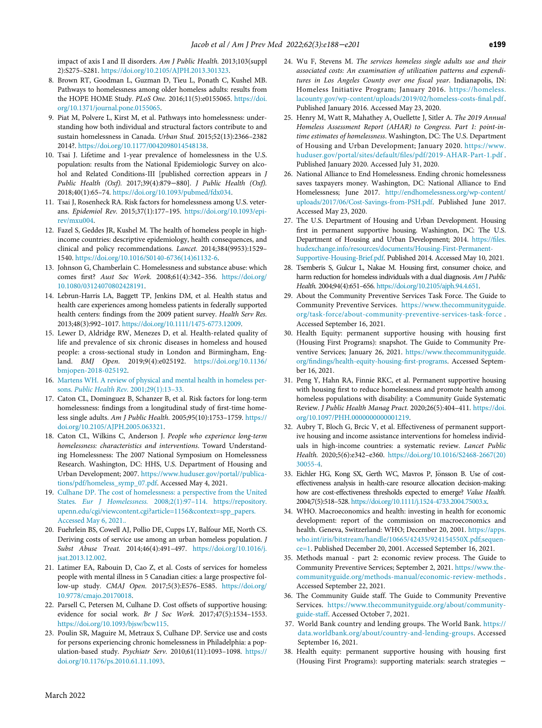impact of axis I and II disorders. *Am J Public Health.* 2013;103(suppl 2):S275–S281. https://doi.org/10.2105/AJPH.2013.301323.

8. Brown RT, Goodman L, Guzman D, Tieu L, Ponath C, Kushel MB. Pathways to homelessness among older homeless adults: results from the HOPE HOME Study. *PLoS One.* 2016;11(5):e0155065. https://doi.org/10.1371/journal.pone.0155065.
9. Piat M, Polvere L, Kirst M, et al. Pathways into homelessness: understanding how both individual and structural factors contribute to and sustain homelessness in Canada. *Urban Stud.* 2015;52(13):2366–2382 2014?. https://doi.org/10.1177/0042098014548138.
10. Tsai J. Lifetime and 1-year prevalence of homelessness in the U.S. population: results from the National Epidemiologic Survey on alcohol and Related Conditions-III [published correction appears in *J Public Health (Oxf).* 2017;39(4):879−880]. *J Public Health (Oxf).* 2018;40(1):65–74. https://doi.org/10.1093/pubmed/fdx034.
11. Tsai J, Rosenheck RA. Risk factors for homelessness among U.S. veterans. *Epidemiol Rev.* 2015;37(1):177–195. https://doi.org/10.1093/epirev/mxu004.
12. Fazel S, Geddes JR, Kushel M. The health of homeless people in high-income countries: descriptive epidemiology, health consequences, and clinical and policy recommendations. *Lancet.* 2014;384(9953):1529–1540. https://doi.org/10.1016/S0140-6736(14)61132-6.
13. Johnson G, Chamberlain C. Homelessness and substance abuse: which comes first? *Aust Soc Work.* 2008;61(4):342–356. https://doi.org/10.1080/03124070802428191.
14. Lebrun-Harris LA, Baggett TP, Jenkins DM, et al. Health status and health care experiences among homeless patients in federally supported health centers: findings from the 2009 patient survey. *Health Serv Res.* 2013;48(3):992–1017. https://doi.org/10.1111/1475-6773.12009.
15. Lewer D, Aldridge RW, Menezes D, et al. Health-related quality of life and prevalence of six chronic diseases in homeless and housed people: a cross-sectional study in London and Birmingham, England. *BMJ Open.* 2019;9(4):e025192. https://doi.org/10.1136/bmjopen-2018-025192.
16. Martens WH. A review of physical and mental health in homeless persons. *Public Health Rev.* 2001;29(1):13–33.
17. Caton CL, Dominguez B, Schanzer B, et al. Risk factors for long-term homelessness: findings from a longitudinal study of first-time homeless single adults. *Am J Public Health.* 2005;95(10):1753–1759. https://doi.org/10.2105/AJPH.2005.063321.
18. Caton CL, Wilkins C, Anderson J. *People who experience long-term homelessness: characteristics and interventions.* Toward Understanding Homelessness: The 2007 National Symposium on Homelessness Research. Washington, DC: HHS, U.S. Department of Housing and Urban Development; 2007. https://www.huduser.gov/portal//publications/pdf/homeless_symp_07.pdf. Accessed May 4, 2021.
19. Culhane DP. The cost of homelessness: a perspective from the United States. *Eur J Homelessness.* 2008;2(1):97–114. https://repository.upenn.edu/cgi/viewcontent.cgi?article=1156&context=spp_papers. Accessed May 6, 2021..
20. Fuehrlein BS, Cowell AJ, Pollio DE, Cupps LY, Balfour ME, North CS. Deriving costs of service use among an urban homeless population. *J Subst Abuse Treat.* 2014;46(4):491–497. https://doi.org/10.1016/j.jsat.2013.12.002.
21. Latimer EA, Rabouin D, Cao Z, et al. Costs of services for homeless people with mental illness in 5 Canadian cities: a large prospective follow-up study. *CMAJ Open.* 2017;5(3):E576–E585. https://doi.org/10.9778/cmajo.20170018.
22. Parsell C, Petersen M, Culhane D. Cost offsets of supportive housing: evidence for social work. *Br J Soc Work.* 2017;47(5):1534–1553. https://doi.org/10.1093/bjsw/bcw115.
23. Poulin SR, Maguire M, Metraux S, Culhane DP. Service use and costs for persons experiencing chronic homelessness in Philadelphia: a population-based study. *Psychiatr Serv.* 2010;61(11):1093–1098. https://doi.org/10.1176/ps.2010.61.11.1093.
24. Wu F, Stevens M. *The services homeless single adults use and their associated costs: An examination of utilization patterns and expenditures in Los Angeles County over one fiscal year.* Indianapolis, IN: Homeless Initiative Program; January 2016. https://homeless.lacounty.gov/wp-content/uploads/2019/02/homeless-costs-final.pdf. Published January 2016. Accessed May 23, 2020.
25. Henry M, Watt R, Mahathey A, Ouellette J, Sitler A. *The 2019 Annual Homeless Assessment Report (AHAR) to Congress. Part 1: point-in-time estimates of homelessness.* Washington, DC: The U.S. Department of Housing and Urban Development; January 2020. https://www.huduser.gov/portal/sites/default/files/pdf/2019-AHAR-Part-1.pdf . Published January 2020. Accessed July 31, 2020.
26. National Alliance to End Homelessness. Ending chronic homelessness saves taxpayers money. Washington, DC: National Alliance to End Homelessness; June 2017. http://endhomelessness.org/wp-content/uploads/2017/06/Cost-Savings-from-PSH.pdf. Published June 2017. Accessed May 23, 2020.
27. The U.S. Department of Housing and Urban Development. Housing first in permanent supportive housing. Washington, DC: The U.S. Department of Housing and Urban Development; 2014. https://files.hudexchange.info/resources/documents/Housing-First-Permanent-Supportive-Housing-Brief.pdf. Published 2014. Accessed May 10, 2021.
28. Tsemberis S, Gulcur L, Nakae M. Housing first, consumer choice, and harm reduction for homeless individuals with a dual diagnosis. *Am J Public Health.* 2004;94(4):651–656. https://doi.org/10.2105/ajph.94.4.651.
29. About the Community Preventive Services Task Force. The Guide to Community Preventive Services. https://www.thecommunityguide.org/task-force/about-community-preventive-services-task-force . Accessed September 16, 2021.
30. Health Equity: permanent supportive housing with housing first (Housing First Programs): snapshot. The Guide to Community Preventive Services; January 26, 2021. https://www.thecommunityguide.org/findings/health-equity-housing-first-programs. Accessed September 16, 2021.
31. Peng Y, Hahn RA, Finnie RKC, et al. Permanent supportive housing with housing first to reduce homelessness and promote health among homeless populations with disability: a Community Guide Systematic Review. *J Public Health Manag Pract.* 2020;26(5):404–411. https://doi.org/10.1097/PHH.0000000000001219.
32. Aubry T, Bloch G, Brcic V, et al. Effectiveness of permanent supportive housing and income assistance interventions for homeless individuals in high-income countries: a systematic review. *Lancet Public Health.* 2020;5(6):e342–e360. https://doi.org/10.1016/S2468-2667(20)30055-4.
33. Eichler HG, Kong SX, Gerth WC, Mavros P, Jönsson B. Use of cost-effectiveness analysis in health-care resource allocation decision-making: how are cost-effectiveness thresholds expected to emerge? *Value Health.* 2004;7(5):518–528. https://doi.org/10.1111/j.1524-4733.2004.75003.x.
34. WHO. Macroeconomics and health: investing in health for economic development: report of the commission on macroeconomics and health. Geneva, Switzerland: WHO; December 20, 2001. https://apps.who.int/iris/bitstream/handle/10665/42435/924154550X.pdf;sequence=1. Published December 20, 2001. Accessed September 16, 2021.
35. Methods manual - part 2: economic review process. The Guide to Community Preventive Services; September 2, 2021. https://www.thecommunityguide.org/methods-manual/economic-review-methods . Accessed September 22, 2021.
36. The Community Guide staff. The Guide to Community Preventive Services. https://www.thecommunityguide.org/about/community-guide-staff. Accessed October 7, 2021.
37. World Bank country and lending groups. The World Bank. https://data.worldbank.org/about/country-and-lending-groups. Accessed September 16, 2021.
38. Health equity: permanent supportive housing with housing first (Housing First Programs): supporting materials: search strategies −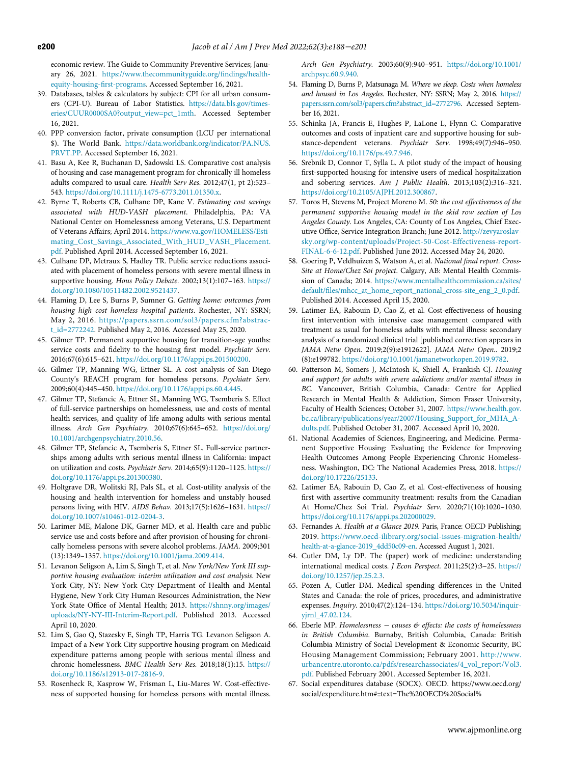economic review. The Guide to Community Preventive Services; January 26, 2021. https://www.thecommunityguide.org/findings/health-equity-housing-first-programs. Accessed September 16, 2021.

39. Databases, tables & calculators by subject: CPI for all urban consumers (CPI-U). Bureau of Labor Statistics. https://data.bls.gov/timeseries/CUUR0000SA0?output_view=pct_1mth. Accessed September 16, 2021.
40. PPP conversion factor, private consumption (LCU per international $). The World Bank. https://data.worldbank.org/indicator/PA.NUS.PRVT.PP. Accessed September 16, 2021.
41. Basu A, Kee R, Buchanan D, Sadowski LS. Comparative cost analysis of housing and case management program for chronically ill homeless adults compared to usual care. *Health Serv Res*. 2012;47(1, pt 2):523–543. https://doi.org/10.1111/j.1475-6773.2011.01350.x.
42. Byrne T, Roberts CB, Culhane DP, Kane V. *Estimating cost savings associated with HUD-VASH placement*. Philadelphia, PA: VA National Center on Homelessness among Veterans, U.S. Department of Veterans Affairs; April 2014. https://www.va.gov/HOMELESS/Estimating_Cost_Savings_Associated_With_HUD_VASH_Placement.pdf. Published April 2014. Accessed September 16, 2021.
43. Culhane DP, Metraux S, Hadley TR. Public service reductions associated with placement of homeless persons with severe mental illness in supportive housing. *Hous Policy Debate*. 2002;13(1):107–163. https://doi.org/10.1080/10511482.2002.9521437.
44. Flaming D, Lee S, Burns P, Sumner G. *Getting home: outcomes from housing high cost homeless hospital patients*. Rochester, NY: SSRN; May 2, 2016. https://papers.ssrn.com/sol3/papers.cfm?abstract_id=2772242. Published May 2, 2016. Accessed May 25, 2020.
45. Gilmer TP. Permanent supportive housing for transition-age youths: service costs and fidelity to the housing first model. *Psychiatr Serv*. 2016;67(6):615–621. https://doi.org/10.1176/appi.ps.201500200.
46. Gilmer TP, Manning WG, Ettner SL. A cost analysis of San Diego County's REACH program for homeless persons. *Psychiatr Serv*. 2009;60(4):445–450. https://doi.org/10.1176/appi.ps.60.4.445.
47. Gilmer TP, Stefancic A, Ettner SL, Manning WG, Tsemberis S. Effect of full-service partnerships on homelessness, use and costs of mental health services, and quality of life among adults with serious mental illness. *Arch Gen Psychiatry*. 2010;67(6):645–652. https://doi.org/10.1001/archgenpsychiatry.2010.56.
48. Gilmer TP, Stefancic A, Tsemberis S, Ettner SL. Full-service partnerships among adults with serious mental illness in California: impact on utilization and costs. *Psychiatr Serv*. 2014;65(9):1120–1125. https://doi.org/10.1176/appi.ps.201300380.
49. Holtgrave DR, Wolitski RJ, Pals SL, et al. Cost-utility analysis of the housing and health intervention for homeless and unstably housed persons living with HIV. *AIDS Behav*. 2013;17(5):1626–1631. https://doi.org/10.1007/s10461-012-0204-3.
50. Larimer ME, Malone DK, Garner MD, et al. Health care and public service use and costs before and after provision of housing for chronically homeless persons with severe alcohol problems. *JAMA*. 2009;301(13):1349–1357. https://doi.org/10.1001/jama.2009.414.
51. Levanon Seligson A, Lim S, Singh T, et al. *New York/New York III supportive housing evaluation: interim utilization and cost analysis*. New York City, NY: New York City Department of Health and Mental Hygiene, New York City Human Resources Administration, the New York State Office of Mental Health; 2013. https://shnny.org/images/uploads/NY-NY-III-Interim-Report.pdf. Published 2013. Accessed April 10, 2020.
52. Lim S, Gao Q, Stazesky E, Singh TP, Harris TG. Levanon Seligson A. Impact of a New York City supportive housing program on Medicaid expenditure patterns among people with serious mental illness and chronic homelessness. *BMC Health Serv Res*. 2018;18(1):15. https://doi.org/10.1186/s12913-017-2816-9.
53. Rosenheck R, Kasprow W, Frisman L, Liu-Mares W. Cost-effectiveness of supported housing for homeless persons with mental illness. *Arch Gen Psychiatry*. 2003;60(9):940–951. https://doi.org/10.1001/archpsyc.60.9.940.
54. Flaming D, Burns P, Matsunaga M. *Where we sleep. Costs when homeless and housed in Los Angeles*. Rochester, NY: SSRN; May 2, 2016. https://papers.ssrn.com/sol3/papers.cfm?abstract_id=2772796. Accessed September 16, 2021.
55. Schinka JA, Francis E, Hughes P, LaLone L, Flynn C. Comparative outcomes and costs of inpatient care and supportive housing for substance-dependent veterans. *Psychiatr Serv*. 1998;49(7):946–950. https://doi.org/10.1176/ps.49.7.946.
56. Srebnik D, Connor T, Sylla L. A pilot study of the impact of housing first-supported housing for intensive users of medical hospitalization and sobering services. *Am J Public Health*. 2013;103(2):316–321. https://doi.org/10.2105/AJPH.2012.300867.
57. Toros H, Stevens M, Project Moreno M. *50: the cost effectiveness of the permanent supportive housing model in the skid row section of Los Angeles County*. Los Angeles, CA: County of Los Angeles, Chief Executive Office, Service Integration Branch; June 2012. http://zevyaroslavsky.org/wp-content/uploads/Project-50-Cost-Effectiveness-report-FINAL-6-6-12.pdf. Published June 2012. Accessed May 24, 2020.
58. Goering P, Veldhuizen S, Watson A, et al. *National final report. Cross-Site at Home/Chez Soi project*. Calgary, AB: Mental Health Commission of Canada; 2014. https://www.mentalhealthcommission.ca/sites/default/files/mhcc_at_home_report_national_cross-site_eng_2_0.pdf. Published 2014. Accessed April 15, 2020.
59. Latimer EA, Rabouin D, Cao Z, et al. Cost-effectiveness of housing first intervention with intensive case management compared with treatment as usual for homeless adults with mental illness: secondary analysis of a randomized clinical trial [published correction appears in *JAMA Netw Open*. 2019;2(9):e1912622]. *JAMA Netw Open.*. 2019;2(8):e199782. https://doi.org/10.1001/jamanetworkopen.2019.9782.
60. Patterson M, Somers J, McIntosh K, Shiell A, Frankish CJ. *Housing and support for adults with severe addictions and/or mental illness in BC*. Vancouver, British Columbia, Canada: Centre for Applied Research in Mental Health & Addiction, Simon Fraser University, Faculty of Health Sciences; October 31, 2007. https://www.health.gov.bc.ca/library/publications/year/2007/Housing_Support_for_MHA_Adults.pdf. Published October 31, 2007. Accessed April 10, 2020.
61. National Academies of Sciences, Engineering, and Medicine. Permanent Supportive Housing: Evaluating the Evidence for Improving Health Outcomes Among People Experiencing Chronic Homelessness. Washington, DC: The National Academies Press, 2018. https://doi.org/10.17226/25133.
62. Latimer EA, Rabouin D, Cao Z, et al. Cost-effectiveness of housing first with assertive community treatment: results from the Canadian At Home/Chez Soi Trial. *Psychiatr Serv*. 2020;71(10):1020–1030. https://doi.org/10.1176/appi.ps.202000029.
63. Fernandes A. *Health at a Glance 2019*. Paris, France: OECD Publishing; 2019. https://www.oecd-ilibrary.org/social-issues-migration-health/health-at-a-glance-2019_4dd50c09-en. Accessed August 1, 2021.
64. Cutler DM, Ly DP. The (paper) work of medicine: understanding international medical costs. *J Econ Perspect*. 2011;25(2):3–25. https://doi.org/10.1257/jep.25.2.3.
65. Pozen A, Cutler DM. Medical spending differences in the United States and Canada: the role of prices, procedures, and administrative expenses. *Inquiry*. 2010;47(2):124–134. https://doi.org/10.5034/inquiryjrnl_47.02.124.
66. Eberle MP. *Homelessness — causes & effects: the costs of homelessness in British Columbia*. Burnaby, British Columbia, Canada: British Columbia Ministry of Social Development & Economic Security, BC Housing Management Commission; February 2001. http://www.urbancentre.utoronto.ca/pdfs/researchassociates/4_vol_report/Vol3.pdf. Published February 2001. Accessed September 16, 2021.
67. Social expenditures database (SOCX). OECD. https://www.oecd.org/social/expenditure.htm#::text=The%20OECD%20Social%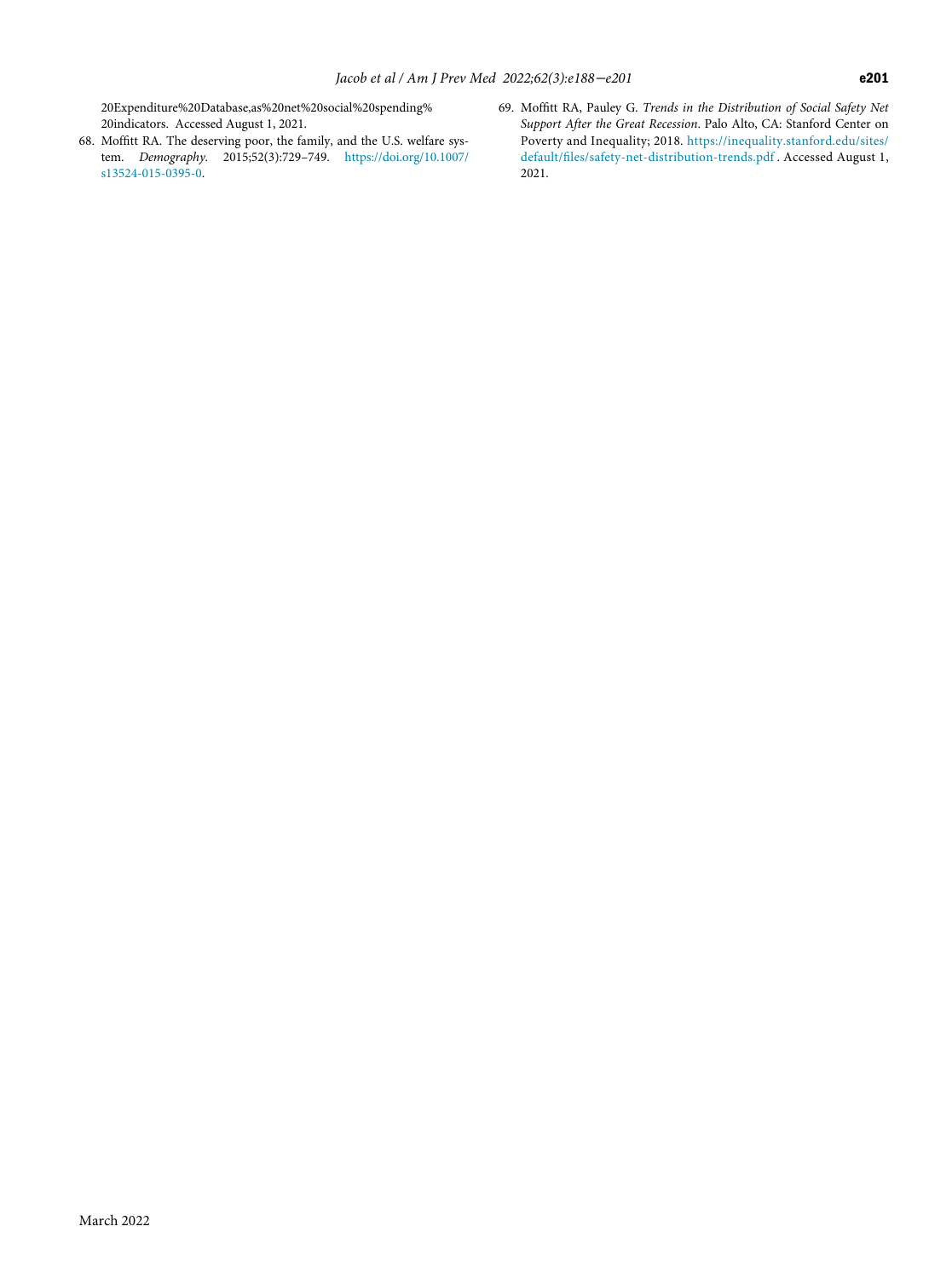20Expenditure%20Database,as%20net%20social%20spending%20indicators. Accessed August 1, 2021.

68. Moffitt RA. The deserving poor, the family, and the U.S. welfare system. *Demography.* 2015;52(3):729–749. https://doi.org/10.1007/s13524-015-0395-0.

69. Moffitt RA, Pauley G. *Trends in the Distribution of Social Safety Net Support After the Great Recession*. Palo Alto, CA: Stanford Center on Poverty and Inequality; 2018. https://inequality.stanford.edu/sites/default/files/safety-net-distribution-trends.pdf . Accessed August 1, 2021.